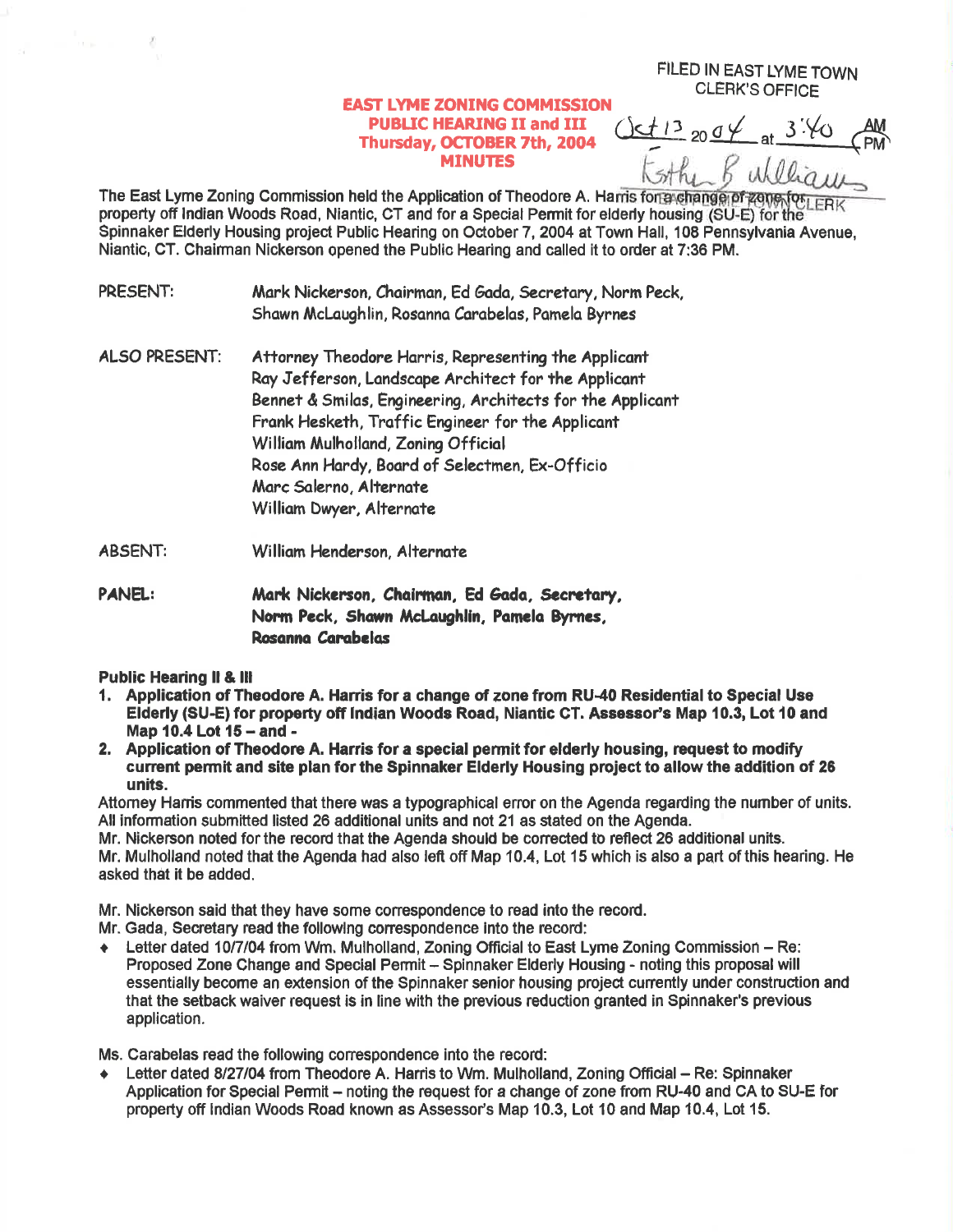FILED IN EAST LYME TOWN CLERK'S OFFICE

Oct 13 2004 at 3:40 PM

Esther B. Williams

TOWN CLERK

**EAST LYME ZONING COMMISSION**
**PUBLIC HEARING II and III**
**Thursday, OCTOBER 7th, 2004**
**MINUTES**

The East Lyme Zoning Commission held the Application of Theodore A. Harris for a change of zone for property off Indian Woods Road, Niantic, CT and for a Special Permit for elderly housing (SU-E) for the Spinnaker Elderly Housing project Public Hearing on October 7, 2004 at Town Hall, 108 Pennsylvania Avenue, Niantic, CT. Chairman Nickerson opened the Public Hearing and called it to order at 7:36 PM.

PRESENT: Mark Nickerson, Chairman, Ed Gada, Secretary, Norm Peck, Shawn McLaughlin, Rosanna Carabelas, Pamela Byrnes

ALSO PRESENT: Attorney Theodore Harris, Representing the Applicant
Ray Jefferson, Landscape Architect for the Applicant
Bennet & Smilas, Engineering, Architects for the Applicant
Frank Hesketh, Traffic Engineer for the Applicant
William Mulholland, Zoning Official
Rose Ann Hardy, Board of Selectmen, Ex-Officio
Marc Salerno, Alternate
William Dwyer, Alternate

ABSENT: William Henderson, Alternate

**PANEL: Mark Nickerson, Chairman, Ed Gada, Secretary, Norm Peck, Shawn McLaughlin, Pamela Byrnes, Rosanna Carabelas**

**Public Hearing II & III**

1. **Application of Theodore A. Harris for a change of zone from RU-40 Residential to Special Use Elderly (SU-E) for property off Indian Woods Road, Niantic CT. Assessor's Map 10.3, Lot 10 and Map 10.4 Lot 15 – and -**
2. **Application of Theodore A. Harris for a special permit for elderly housing, request to modify current permit and site plan for the Spinnaker Elderly Housing project to allow the addition of 26 units.**

Attorney Harris commented that there was a typographical error on the Agenda regarding the number of units. All information submitted listed 26 additional units and not 21 as stated on the Agenda.
Mr. Nickerson noted for the record that the Agenda should be corrected to reflect 26 additional units.
Mr. Mulholland noted that the Agenda had also left off Map 10.4, Lot 15 which is also a part of this hearing. He asked that it be added.

Mr. Nickerson said that they have some correspondence to read into the record.
Mr. Gada, Secretary read the following correspondence into the record:

- Letter dated 10/7/04 from Wm. Mulholland, Zoning Official to East Lyme Zoning Commission – Re: Proposed Zone Change and Special Permit – Spinnaker Elderly Housing - noting this proposal will essentially become an extension of the Spinnaker senior housing project currently under construction and that the setback waiver request is in line with the previous reduction granted in Spinnaker's previous application.

Ms. Carabelas read the following correspondence into the record:

- Letter dated 8/27/04 from Theodore A. Harris to Wm. Mulholland, Zoning Official – Re: Spinnaker Application for Special Permit – noting the request for a change of zone from RU-40 and CA to SU-E for property off Indian Woods Road known as Assessor's Map 10.3, Lot 10 and Map 10.4, Lot 15.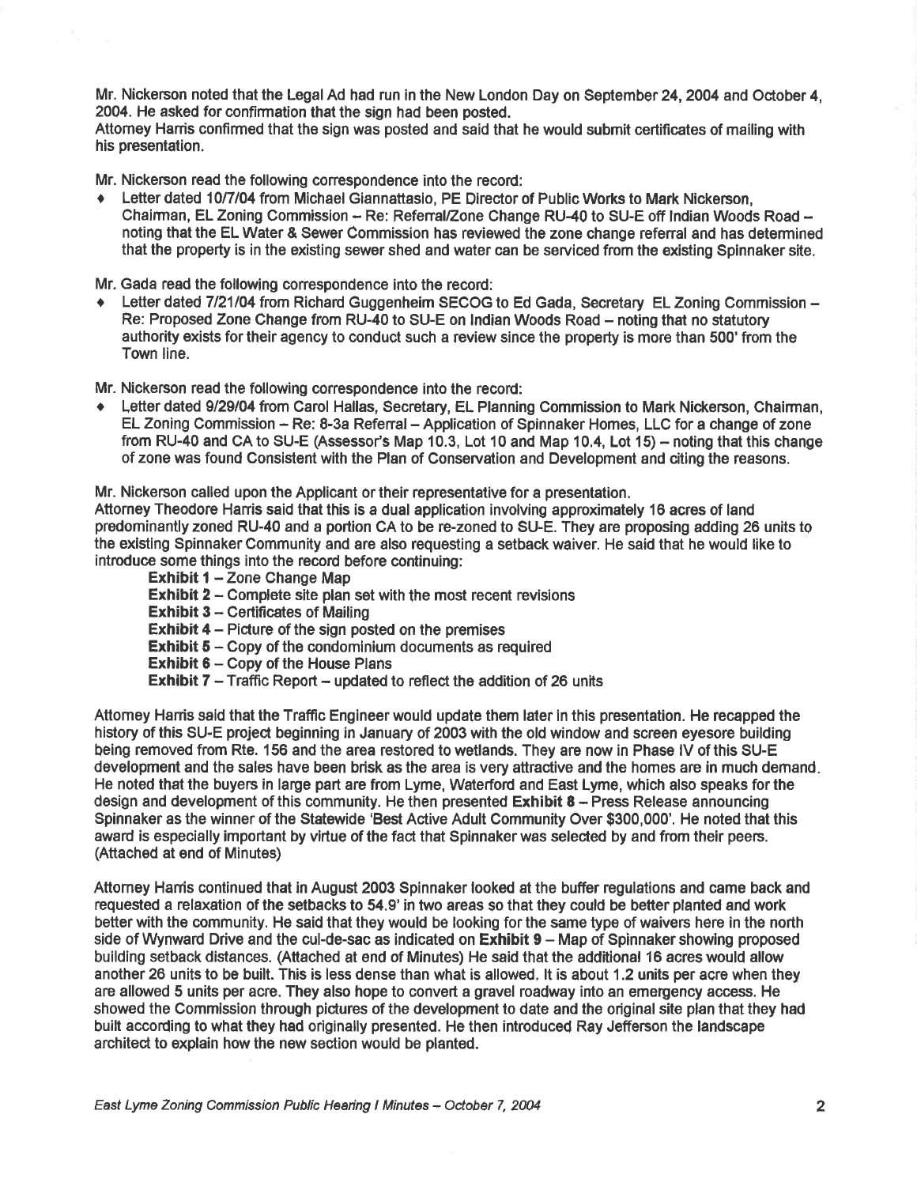Mr. Nickerson noted that the Legal Ad had run in the New London Day on September 24, 2004 and October 4, 2004. He asked for confirmation that the sign had been posted.
Attorney Harris confirmed that the sign was posted and said that he would submit certificates of mailing with his presentation.

Mr. Nickerson read the following correspondence into the record:

- Letter dated 10/7/04 from Michael Giannattasio, PE Director of Public Works to Mark Nickerson, Chairman, EL Zoning Commission – Re: Referral/Zone Change RU-40 to SU-E off Indian Woods Road – noting that the EL Water & Sewer Commission has reviewed the zone change referral and has determined that the property is in the existing sewer shed and water can be serviced from the existing Spinnaker site.

Mr. Gada read the following correspondence into the record:

- Letter dated 7/21/04 from Richard Guggenheim SECOG to Ed Gada, Secretary EL Zoning Commission – Re: Proposed Zone Change from RU-40 to SU-E on Indian Woods Road – noting that no statutory authority exists for their agency to conduct such a review since the property is more than 500' from the Town line.

Mr. Nickerson read the following correspondence into the record:

- Letter dated 9/29/04 from Carol Hallas, Secretary, EL Planning Commission to Mark Nickerson, Chairman, EL Zoning Commission – Re: 8-3a Referral – Application of Spinnaker Homes, LLC for a change of zone from RU-40 and CA to SU-E (Assessor's Map 10.3, Lot 10 and Map 10.4, Lot 15) – noting that this change of zone was found Consistent with the Plan of Conservation and Development and citing the reasons.

Mr. Nickerson called upon the Applicant or their representative for a presentation.
Attorney Theodore Harris said that this is a dual application involving approximately 16 acres of land predominantly zoned RU-40 and a portion CA to be re-zoned to SU-E. They are proposing adding 26 units to the existing Spinnaker Community and are also requesting a setback waiver. He said that he would like to introduce some things into the record before continuing:

- **Exhibit 1** – Zone Change Map
- **Exhibit 2** – Complete site plan set with the most recent revisions
- **Exhibit 3** – Certificates of Mailing
- **Exhibit 4** – Picture of the sign posted on the premises
- **Exhibit 5** – Copy of the condominium documents as required
- **Exhibit 6** – Copy of the House Plans
- **Exhibit 7** – Traffic Report – updated to reflect the addition of 26 units

Attorney Harris said that the Traffic Engineer would update them later in this presentation. He recapped the history of this SU-E project beginning in January of 2003 with the old window and screen eyesore building being removed from Rte. 156 and the area restored to wetlands. They are now in Phase IV of this SU-E development and the sales have been brisk as the area is very attractive and the homes are in much demand. He noted that the buyers in large part are from Lyme, Waterford and East Lyme, which also speaks for the design and development of this community. He then presented **Exhibit 8** – Press Release announcing Spinnaker as the winner of the Statewide 'Best Active Adult Community Over $300,000'. He noted that this award is especially important by virtue of the fact that Spinnaker was selected by and from their peers. (Attached at end of Minutes)

Attorney Harris continued that in August 2003 Spinnaker looked at the buffer regulations and came back and requested a relaxation of the setbacks to 54.9' in two areas so that they could be better planted and work better with the community. He said that they would be looking for the same type of waivers here in the north side of Wynward Drive and the cul-de-sac as indicated on **Exhibit 9** – Map of Spinnaker showing proposed building setback distances. (Attached at end of Minutes) He said that the additional 16 acres would allow another 26 units to be built. This is less dense than what is allowed. It is about 1.2 units per acre when they are allowed 5 units per acre. They also hope to convert a gravel roadway into an emergency access. He showed the Commission through pictures of the development to date and the original site plan that they had built according to what they had originally presented. He then introduced Ray Jefferson the landscape architect to explain how the new section would be planted.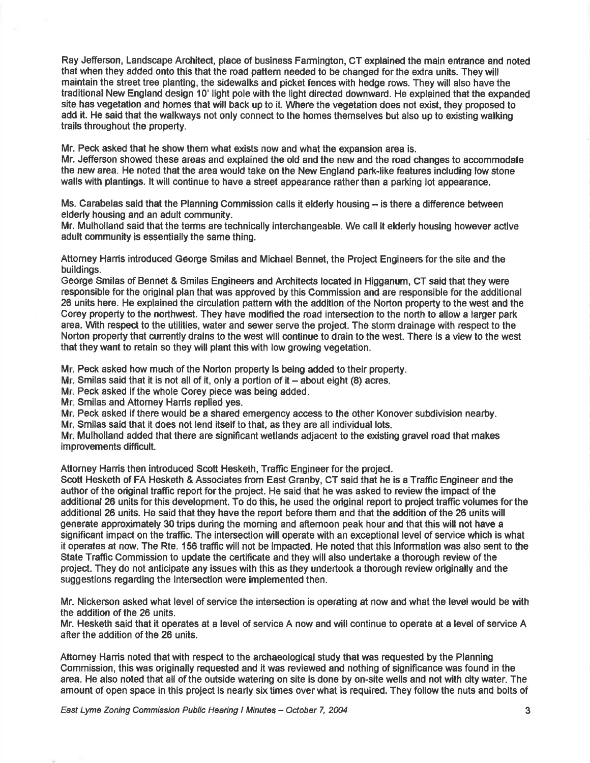Ray Jefferson, Landscape Architect, place of business Farmington, CT explained the main entrance and noted that when they added onto this that the road pattern needed to be changed for the extra units. They will maintain the street tree planting, the sidewalks and picket fences with hedge rows. They will also have the traditional New England design 10' light pole with the light directed downward. He explained that the expanded site has vegetation and homes that will back up to it. Where the vegetation does not exist, they proposed to add it. He said that the walkways not only connect to the homes themselves but also up to existing walking trails throughout the property.

Mr. Peck asked that he show them what exists now and what the expansion area is.
Mr. Jefferson showed these areas and explained the old and the new and the road changes to accommodate the new area. He noted that the area would take on the New England park-like features including low stone walls with plantings. It will continue to have a street appearance rather than a parking lot appearance.

Ms. Carabelas said that the Planning Commission calls it elderly housing – is there a difference between elderly housing and an adult community.
Mr. Mulholland said that the terms are technically interchangeable. We call it elderly housing however active adult community is essentially the same thing.

Attorney Harris introduced George Smilas and Michael Bennet, the Project Engineers for the site and the buildings.
George Smilas of Bennet & Smilas Engineers and Architects located in Higganum, CT said that they were responsible for the original plan that was approved by this Commission and are responsible for the additional 26 units here. He explained the circulation pattern with the addition of the Norton property to the west and the Corey property to the northwest. They have modified the road intersection to the north to allow a larger park area. With respect to the utilities, water and sewer serve the project. The storm drainage with respect to the Norton property that currently drains to the west will continue to drain to the west. There is a view to the west that they want to retain so they will plant this with low growing vegetation.

Mr. Peck asked how much of the Norton property is being added to their property.
Mr. Smilas said that it is not all of it, only a portion of it – about eight (8) acres.
Mr. Peck asked if the whole Corey piece was being added.
Mr. Smilas and Attorney Harris replied yes.
Mr. Peck asked if there would be a shared emergency access to the other Konover subdivision nearby.
Mr. Smilas said that it does not lend itself to that, as they are all individual lots.
Mr. Mulholland added that there are significant wetlands adjacent to the existing gravel road that makes improvements difficult.

Attorney Harris then introduced Scott Hesketh, Traffic Engineer for the project.
Scott Hesketh of FA Hesketh & Associates from East Granby, CT said that he is a Traffic Engineer and the author of the original traffic report for the project. He said that he was asked to review the impact of the additional 26 units for this development. To do this, he used the original report to project traffic volumes for the additional 26 units. He said that they have the report before them and that the addition of the 26 units will generate approximately 30 trips during the morning and afternoon peak hour and that this will not have a significant impact on the traffic. The intersection will operate with an exceptional level of service which is what it operates at now. The Rte. 156 traffic will not be impacted. He noted that this information was also sent to the State Traffic Commission to update the certificate and they will also undertake a thorough review of the project. They do not anticipate any issues with this as they undertook a thorough review originally and the suggestions regarding the intersection were implemented then.

Mr. Nickerson asked what level of service the intersection is operating at now and what the level would be with the addition of the 26 units.
Mr. Hesketh said that it operates at a level of service A now and will continue to operate at a level of service A after the addition of the 26 units.

Attorney Harris noted that with respect to the archaeological study that was requested by the Planning Commission, this was originally requested and it was reviewed and nothing of significance was found in the area. He also noted that all of the outside watering on site is done by on-site wells and not with city water. The amount of open space in this project is nearly six times over what is required. They follow the nuts and bolts of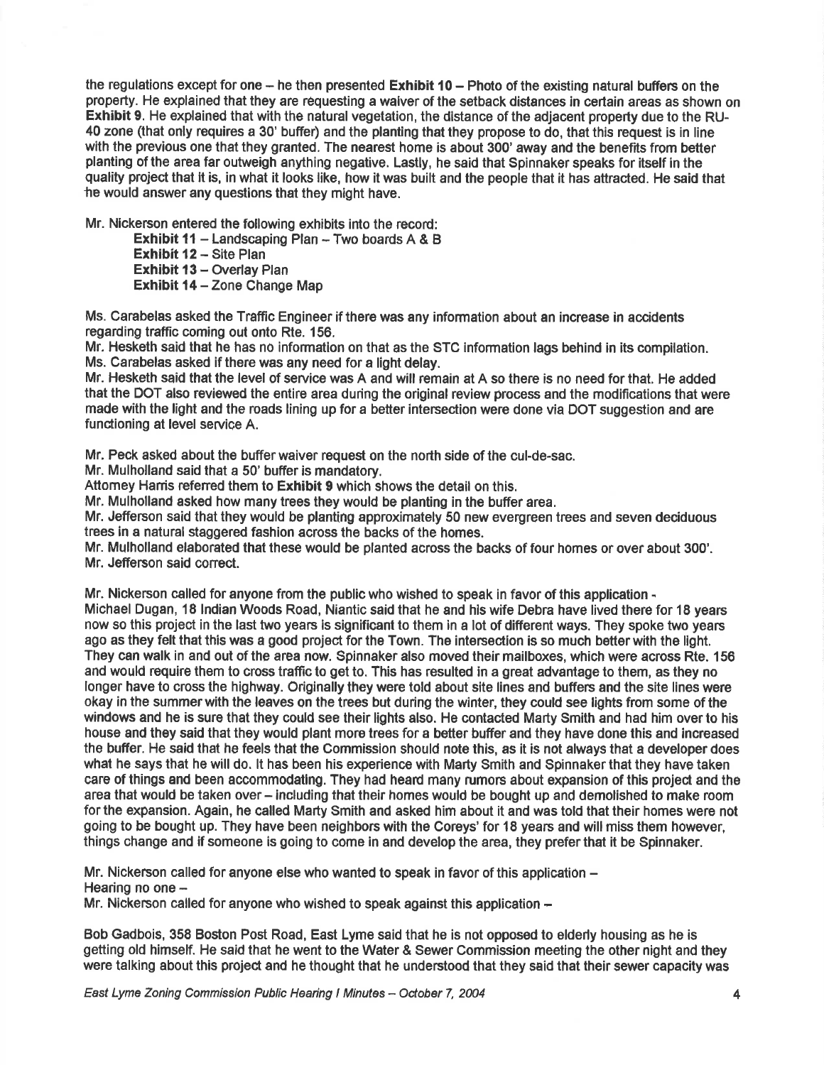the regulations except for one – he then presented **Exhibit 10** – Photo of the existing natural buffers on the property. He explained that they are requesting a waiver of the setback distances in certain areas as shown on **Exhibit 9**. He explained that with the natural vegetation, the distance of the adjacent property due to the RU-40 zone (that only requires a 30' buffer) and the planting that they propose to do, that this request is in line with the previous one that they granted. The nearest home is about 300' away and the benefits from better planting of the area far outweigh anything negative. Lastly, he said that Spinnaker speaks for itself in the quality project that it is, in what it looks like, how it was built and the people that it has attracted. He said that he would answer any questions that they might have.

Mr. Nickerson entered the following exhibits into the record:

**Exhibit 11** – Landscaping Plan – Two boards A & B
**Exhibit 12** – Site Plan
**Exhibit 13** – Overlay Plan
**Exhibit 14** – Zone Change Map

Ms. Carabelas asked the Traffic Engineer if there was any information about an increase in accidents regarding traffic coming out onto Rte. 156.
Mr. Hesketh said that he has no information on that as the STC information lags behind in its compilation.
Ms. Carabelas asked if there was any need for a light delay.
Mr. Hesketh said that the level of service was A and will remain at A so there is no need for that. He added that the DOT also reviewed the entire area during the original review process and the modifications that were made with the light and the roads lining up for a better intersection were done via DOT suggestion and are functioning at level service A.

Mr. Peck asked about the buffer waiver request on the north side of the cul-de-sac.
Mr. Mulholland said that a 50' buffer is mandatory.
Attorney Harris referred them to **Exhibit 9** which shows the detail on this.
Mr. Mulholland asked how many trees they would be planting in the buffer area.
Mr. Jefferson said that they would be planting approximately 50 new evergreen trees and seven deciduous trees in a natural staggered fashion across the backs of the homes.
Mr. Mulholland elaborated that these would be planted across the backs of four homes or over about 300'.
Mr. Jefferson said correct.

Mr. Nickerson called for anyone from the public who wished to speak in favor of this application -
Michael Dugan, 18 Indian Woods Road, Niantic said that he and his wife Debra have lived there for 18 years now so this project in the last two years is significant to them in a lot of different ways. They spoke two years ago as they felt that this was a good project for the Town. The intersection is so much better with the light. They can walk in and out of the area now. Spinnaker also moved their mailboxes, which were across Rte. 156 and would require them to cross traffic to get to. This has resulted in a great advantage to them, as they no longer have to cross the highway. Originally they were told about site lines and buffers and the site lines were okay in the summer with the leaves on the trees but during the winter, they could see lights from some of the windows and he is sure that they could see their lights also. He contacted Marty Smith and had him over to his house and they said that they would plant more trees for a better buffer and they have done this and increased the buffer. He said that he feels that the Commission should note this, as it is not always that a developer does what he says that he will do. It has been his experience with Marty Smith and Spinnaker that they have taken care of things and been accommodating. They had heard many rumors about expansion of this project and the area that would be taken over – including that their homes would be bought up and demolished to make room for the expansion. Again, he called Marty Smith and asked him about it and was told that their homes were not going to be bought up. They have been neighbors with the Coreys' for 18 years and will miss them however, things change and if someone is going to come in and develop the area, they prefer that it be Spinnaker.

Mr. Nickerson called for anyone else who wanted to speak in favor of this application –
Hearing no one –
Mr. Nickerson called for anyone who wished to speak against this application –

Bob Gadbois, 358 Boston Post Road, East Lyme said that he is not opposed to elderly housing as he is getting old himself. He said that he went to the Water & Sewer Commission meeting the other night and they were talking about this project and he thought that he understood that they said that their sewer capacity was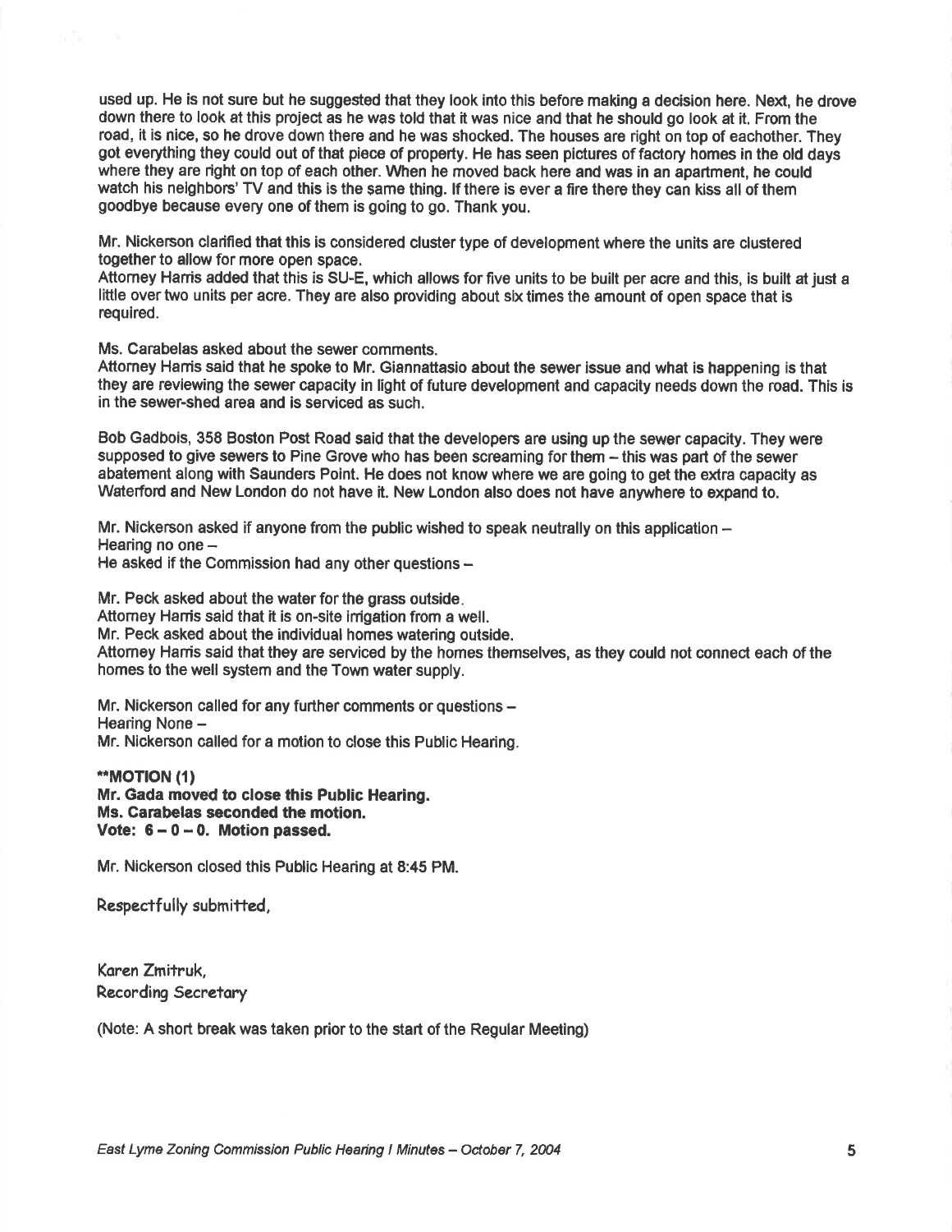used up. He is not sure but he suggested that they look into this before making a decision here. Next, he drove down there to look at this project as he was told that it was nice and that he should go look at it. From the road, it is nice, so he drove down there and he was shocked. The houses are right on top of eachother. They got everything they could out of that piece of property. He has seen pictures of factory homes in the old days where they are right on top of each other. When he moved back here and was in an apartment, he could watch his neighbors' TV and this is the same thing. If there is ever a fire there they can kiss all of them goodbye because every one of them is going to go. Thank you.

Mr. Nickerson clarified that this is considered cluster type of development where the units are clustered together to allow for more open space.
Attorney Harris added that this is SU-E, which allows for five units to be built per acre and this, is built at just a little over two units per acre. They are also providing about six times the amount of open space that is required.

Ms. Carabelas asked about the sewer comments.
Attorney Harris said that he spoke to Mr. Giannattasio about the sewer issue and what is happening is that they are reviewing the sewer capacity in light of future development and capacity needs down the road. This is in the sewer-shed area and is serviced as such.

Bob Gadbois, 358 Boston Post Road said that the developers are using up the sewer capacity. They were supposed to give sewers to Pine Grove who has been screaming for them – this was part of the sewer abatement along with Saunders Point. He does not know where we are going to get the extra capacity as Waterford and New London do not have it. New London also does not have anywhere to expand to.

Mr. Nickerson asked if anyone from the public wished to speak neutrally on this application –
Hearing no one –
He asked if the Commission had any other questions –

Mr. Peck asked about the water for the grass outside.
Attorney Harris said that it is on-site irrigation from a well.
Mr. Peck asked about the individual homes watering outside.
Attorney Harris said that they are serviced by the homes themselves, as they could not connect each of the homes to the well system and the Town water supply.

Mr. Nickerson called for any further comments or questions –
Hearing None –
Mr. Nickerson called for a motion to close this Public Hearing.

**\*\*MOTION (1)**
**Mr. Gada moved to close this Public Hearing.**
**Ms. Carabelas seconded the motion.**
**Vote: 6 – 0 – 0. Motion passed.**

Mr. Nickerson closed this Public Hearing at 8:45 PM.

Respectfully submitted,

Karen Zmitruk,
Recording Secretary

(Note: A short break was taken prior to the start of the Regular Meeting)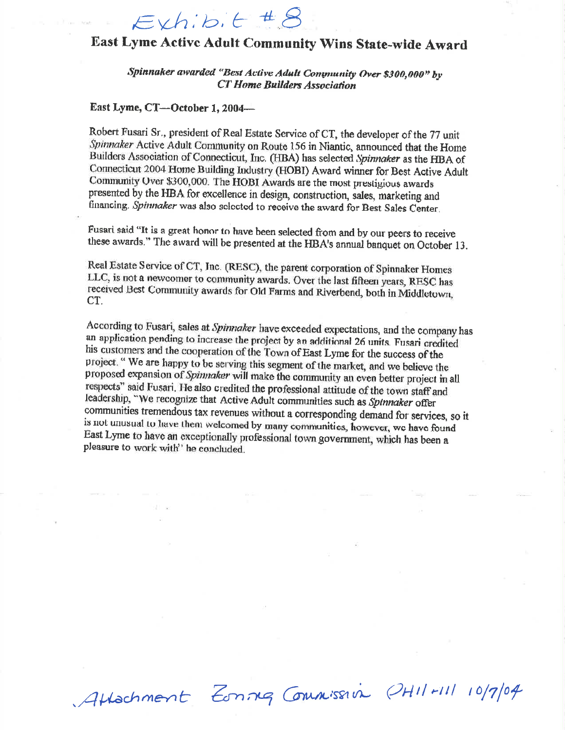Exhibit #8

# East Lyme Active Adult Community Wins State-wide Award

***Spinnaker awarded "Best Active Adult Community Over $300,000" by CT Home Builders Association***

**East Lyme, CT—October 1, 2004—**

Robert Fusari Sr., president of Real Estate Service of CT, the developer of the 77 unit *Spinnaker* Active Adult Community on Route 156 in Niantic, announced that the Home Builders Association of Connecticut, Inc. (HBA) has selected *Spinnaker* as the HBA of Connecticut 2004 Home Building Industry (HOBI) Award winner for Best Active Adult Community Over $300,000. The HOBI Awards are the most prestigious awards presented by the HBA for excellence in design, construction, sales, marketing and financing. *Spinnaker* was also selected to receive the award for Best Sales Center.

Fusari said "It is a great honor to have been selected from and by our peers to receive these awards." The award will be presented at the HBA's annual banquet on October 13.

Real Estate Service of CT, Inc. (RESC), the parent corporation of Spinnaker Homes LLC, is not a newcomer to community awards. Over the last fifteen years, RESC has received Best Community awards for Old Farms and Riverbend, both in Middletown, CT.

According to Fusari, sales at *Spinnaker* have exceeded expectations, and the company has an application pending to increase the project by an additional 26 units. Fusari credited his customers and the cooperation of the Town of East Lyme for the success of the project. " We are happy to be serving this segment of the market, and we believe the proposed expansion of *Spinnaker* will make the community an even better project in all respects" said Fusari. He also credited the professional attitude of the town staff and leadership, "We recognize that Active Adult communities such as *Spinnaker* offer communities tremendous tax revenues without a corresponding demand for services, so it is not unusual to have them welcomed by many communities, however, we have found East Lyme to have an exceptionally professional town government, which has been a pleasure to work with" he concluded.

Attachment Zoning Commission PH11+111 10/7/04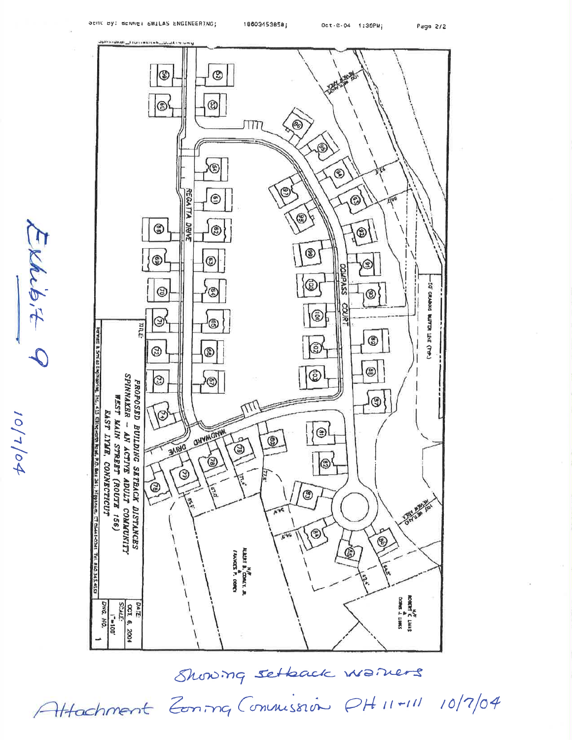Sent By: BENNET SMILAS ENGINEERING; 18603453858; Oct-6-04 1:30PM; Page 2/2

REGATTA DRIVE

COMPASS COURT

WINDWARD DRIVE

100' WETLAND REVIEW AREA

50' GRADING BUFFER LINE (TYP.)

N/F ALBERT B. CONEY, JR. & FRANCES P. CONEY

N/F ROBERT C. LINKS & DORIS J. LINKS

TITLE:

PROPOSED BUILDING SETBACK DISTANCES
SPINNAKER - AN ACTIVE ADULT COMMUNITY
WEST MAIN STREET (ROUTE 156)
EAST LYME, CONNECTICUT

Bennet & Smilas Engineering, Inc. 415 Killingworth Road, P.O. Box 241, Higganum, CT 06441-0241 Tel. 860.345.4553

DATE: OCT. 6, 2004

SCALE: 1"=100'

DWG. NO. 1

Exhibit 9

10/7/04

Showing setback waivers

Attachment Zoning Commission PH II+III 10/7/04